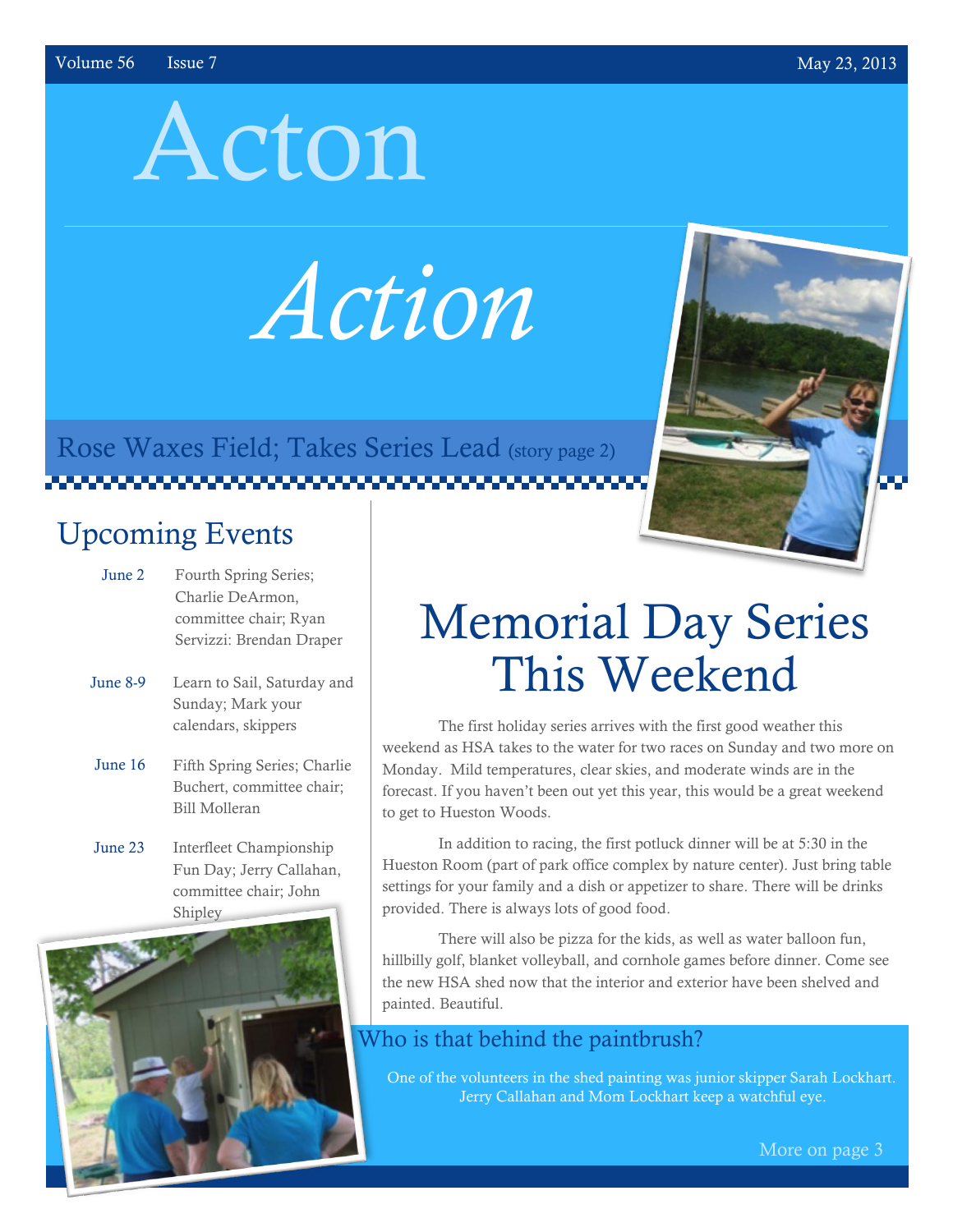# Acton *Action*

## Rose Waxes Field; Takes Series Lead (story page 2)

## Upcoming Events

**June 2** Fourth Spring Series; Charlie DeArmon, committee chair; Ryan Servizzi: Brendan Draper

**June 8-9** Learn to Sail, Saturday and Sunday; Mark your calendars, skippers

**June 16** Fifth Spring Series; Charlie Buchert, committee chair; Bill Molleran

**June 23** Interfleet Championship Fun Day; Jerry Callahan, committee chair; John Shipley

# Memorial Day Series This Weekend

The first holiday series arrives with the first good weather this weekend as HSA takes to the water for two races on Sunday and two more on Monday. Mild temperatures, clear skies, and moderate winds are in the forecast. If you haven't been out yet this year, this would be a great weekend to get to Hueston Woods.

In addition to racing, the first potluck dinner will be at 5:30 in the Hueston Room (part of park office complex by nature center). Just bring table settings for your family and a dish or appetizer to share. There will be drinks provided. There is always lots of good food.

There will also be pizza for the kids, as well as water balloon fun, hillbilly golf, blanket volleyball, and cornhole games before dinner. Come see the new HSA shed now that the interior and exterior have been shelved and painted. Beautiful.

## Who is that behind the paintbrush?

One of the volunteers in the shed painting was junior skipper Sarah Lockhart. Jerry Callahan and Mom Lockhart keep a watchful eye.

More on page 3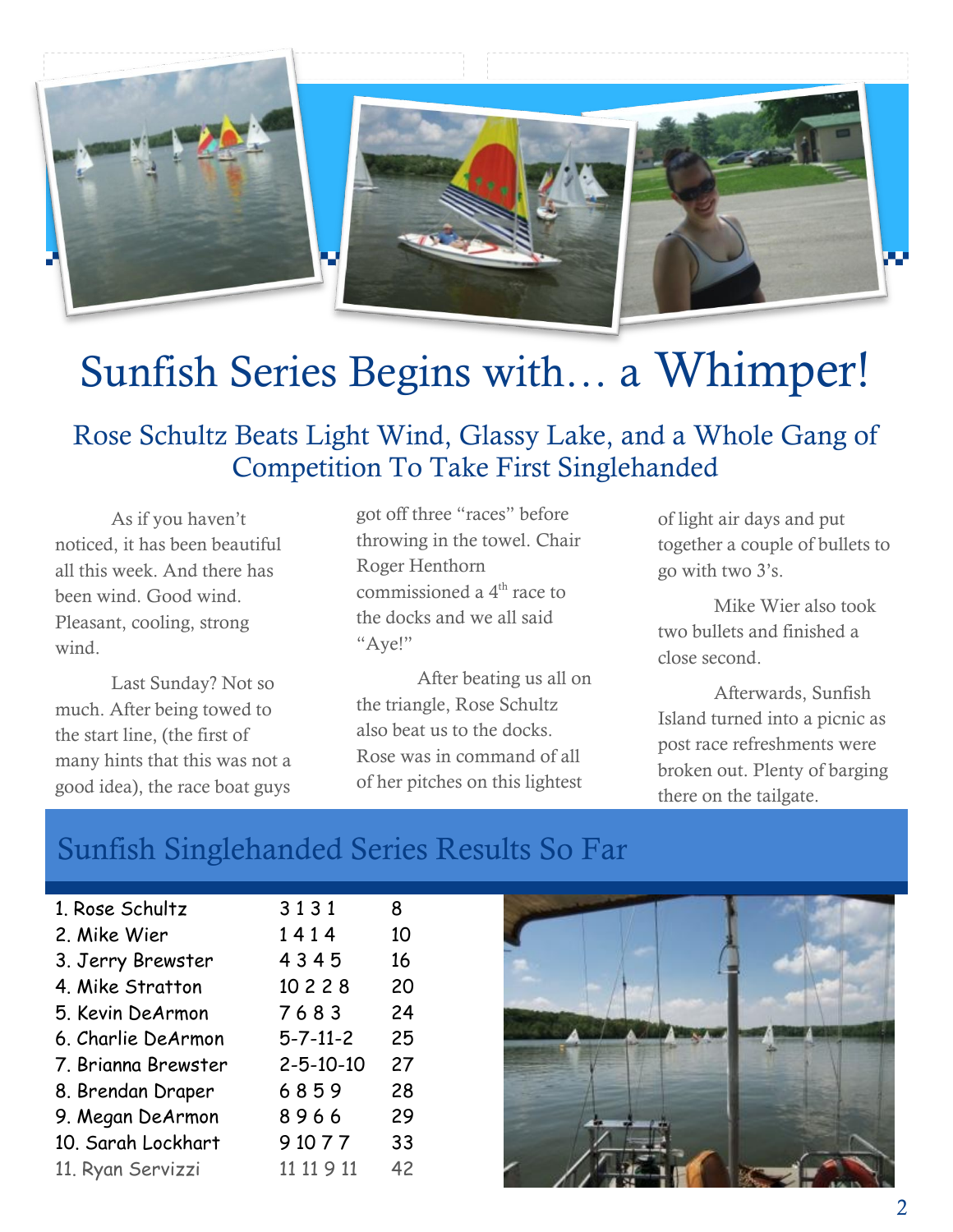# Sunfish Series Begins with… a Whimper!

## Rose Schultz Beats Light Wind, Glassy Lake, and a Whole Gang of Competition To Take First Singlehanded

As if you haven't noticed, it has been beautiful all this week. And there has been wind. Good wind. Pleasant, cooling, strong wind.

Last Sunday? Not so much. After being towed to the start line, (the first of many hints that this was not a good idea), the race boat guys got off three "races" before throwing in the towel. Chair Roger Henthorn commissioned a 4th race to the docks and we all said "Aye!"

After beating us all on the triangle, Rose Schultz also beat us to the docks. Rose was in command of all of her pitches on this lightest of light air days and put together a couple of bullets to go with two 3's.

Mike Wier also took two bullets and finished a close second.

Afterwards, Sunfish Island turned into a picnic as post race refreshments were broken out. Plenty of barging there on the tailgate.

## Sunfish Singlehanded Series Results So Far

| | | |
|---|---|---|
| 1. Rose Schultz | 3 1 3 1 | 8 |
| 2. Mike Wier | 1 4 1 4 | 10 |
| 3. Jerry Brewster | 4 3 4 5 | 16 |
| 4. Mike Stratton | 10 2 2 8 | 20 |
| 5. Kevin DeArmon | 7 6 8 3 | 24 |
| 6. Charlie DeArmon | 5-7-11-2 | 25 |
| 7. Brianna Brewster | 2-5-10-10 | 27 |
| 8. Brendan Draper | 6 8 5 9 | 28 |
| 9. Megan DeArmon | 8 9 6 6 | 29 |
| 10. Sarah Lockhart | 9 10 7 7 | 33 |
| 11. Ryan Servizzi | 11 11 9 11 | 42 |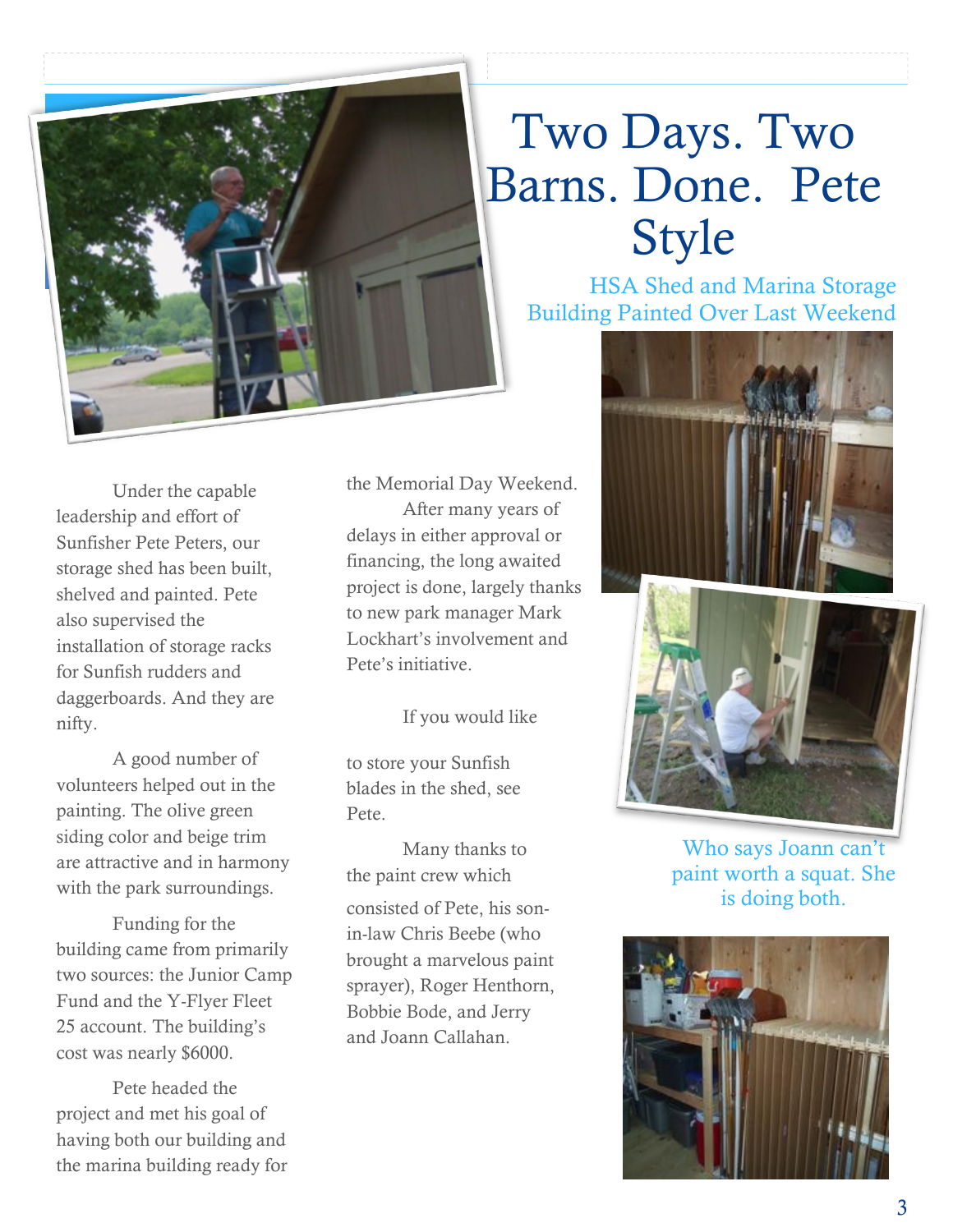# Two Days. Two Barns. Done. Pete Style

## HSA Shed and Marina Storage Building Painted Over Last Weekend

Under the capable leadership and effort of Sunfisher Pete Peters, our storage shed has been built, shelved and painted. Pete also supervised the installation of storage racks for Sunfish rudders and daggerboards. And they are nifty.

A good number of volunteers helped out in the painting. The olive green siding color and beige trim are attractive and in harmony with the park surroundings.

Funding for the building came from primarily two sources: the Junior Camp Fund and the Y-Flyer Fleet 25 account. The building's cost was nearly $6000.

Pete headed the project and met his goal of having both our building and the marina building ready for the Memorial Day Weekend.

After many years of delays in either approval or financing, the long awaited project is done, largely thanks to new park manager Mark Lockhart's involvement and Pete's initiative.

If you would like to store your Sunfish blades in the shed, see Pete.

Many thanks to the paint crew which consisted of Pete, his son-in-law Chris Beebe (who brought a marvelous paint sprayer), Roger Henthorn, Bobbie Bode, and Jerry and Joann Callahan.

Who says Joann can't paint worth a squat. She is doing both.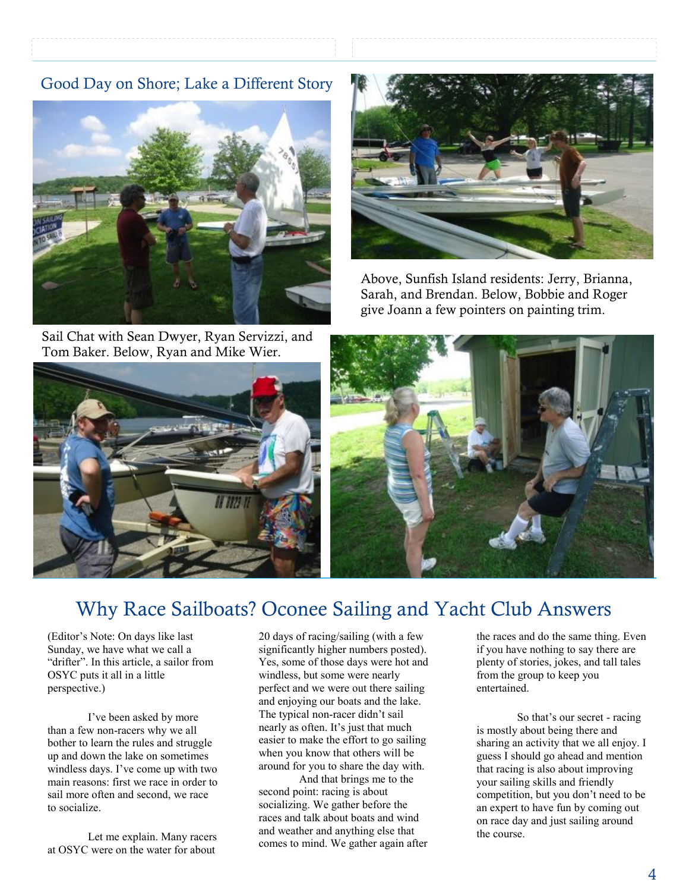## Good Day on Shore; Lake a Different Story

Sail Chat with Sean Dwyer, Ryan Servizzi, and Tom Baker. Below, Ryan and Mike Wier.

Above, Sunfish Island residents: Jerry, Brianna, Sarah, and Brendan. Below, Bobbie and Roger give Joann a few pointers on painting trim.

## Why Race Sailboats? Oconee Sailing and Yacht Club Answers

(Editor's Note: On days like last Sunday, we have what we call a "drifter". In this article, a sailor from OSYC puts it all in a little perspective.)

I've been asked by more than a few non-racers why we all bother to learn the rules and struggle up and down the lake on sometimes windless days. I've come up with two main reasons: first we race in order to sail more often and second, we race to socialize.

Let me explain. Many racers at OSYC were on the water for about 20 days of racing/sailing (with a few significantly higher numbers posted). Yes, some of those days were hot and windless, but some were nearly perfect and we were out there sailing and enjoying our boats and the lake. The typical non-racer didn't sail nearly as often. It's just that much easier to make the effort to go sailing when you know that others will be around for you to share the day with.

And that brings me to the second point: racing is about socializing. We gather before the races and talk about boats and wind and weather and anything else that comes to mind. We gather again after the races and do the same thing. Even if you have nothing to say there are plenty of stories, jokes, and tall tales from the group to keep you entertained.

So that's our secret - racing is mostly about being there and sharing an activity that we all enjoy. I guess I should go ahead and mention that racing is also about improving your sailing skills and friendly competition, but you don't need to be an expert to have fun by coming out on race day and just sailing around the course.